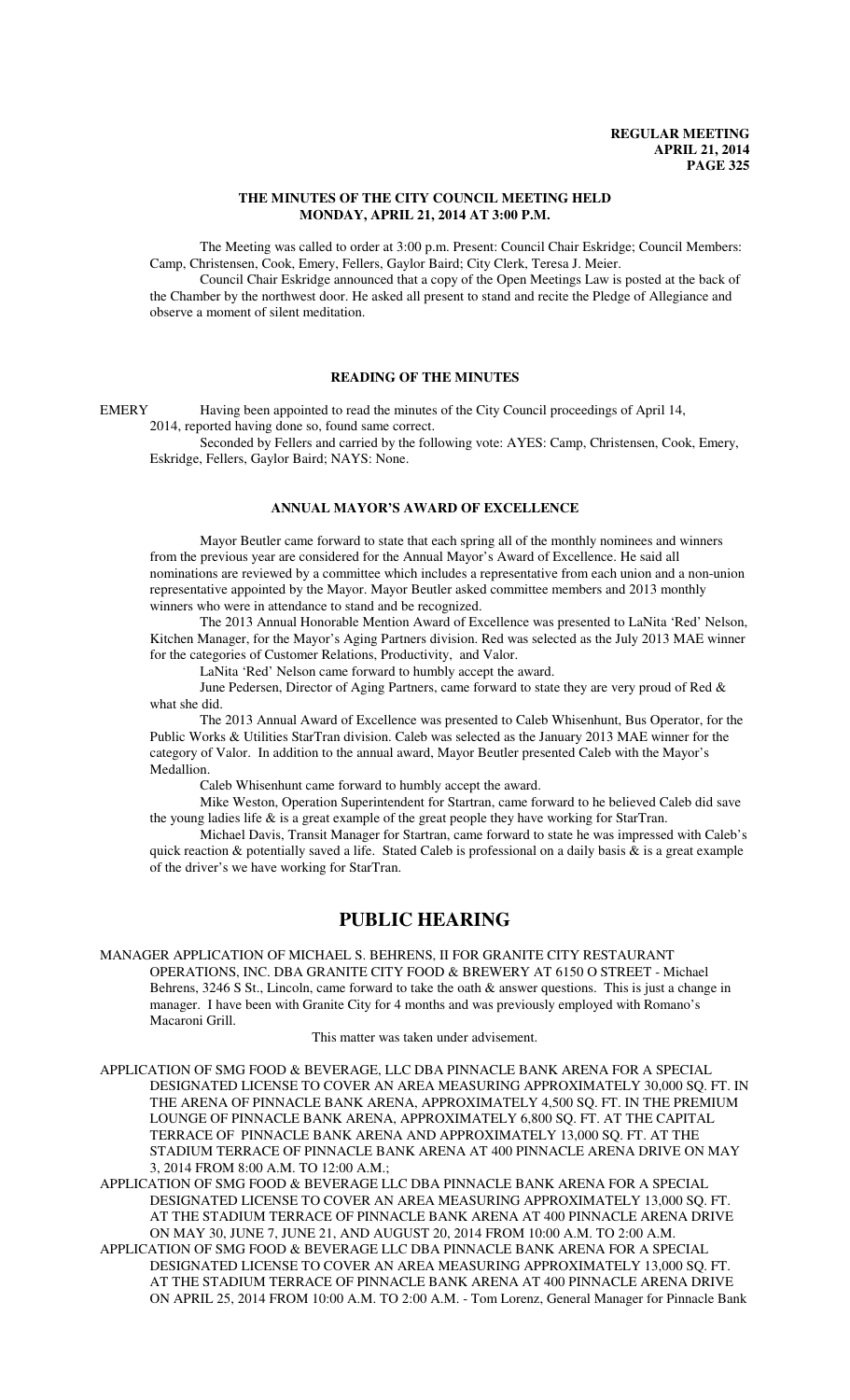# THE MINUTES OF THE CITY COUNCIL MEETING HELD MONDAY, APRIL 21, 2014 AT 3:00 P.M.

The Meeting was called to order at 3:00 p.m. Present: Council Chair Eskridge; Council Members: Camp, Christensen, Cook, Emery, Fellers, Gaylor Baird; City Clerk, Teresa J. Meier.

Council Chair Eskridge announced that a copy of the Open Meetings Law is posted at the back of the Chamber by the northwest door. He asked all present to stand and recite the Pledge of Allegiance and observe a moment of silent meditation.

## READING OF THE MINUTES

EMERY Having been appointed to read the minutes of the City Council proceedings of April 14, 2014, reported having done so, found same correct.

Seconded by Fellers and carried by the following vote: AYES: Camp, Christensen, Cook, Emery, Eskridge, Fellers, Gaylor Baird; NAYS: None.

## ANNUAL MAYOR'S AWARD OF EXCELLENCE

Mayor Beutler came forward to state that each spring all of the monthly nominees and winners from the previous year are considered for the Annual Mayor's Award of Excellence. He said all nominations are reviewed by a committee which includes a representative from each union and a non-union representative appointed by the Mayor. Mayor Beutler asked committee members and 2013 monthly winners who were in attendance to stand and be recognized.

The 2013 Annual Honorable Mention Award of Excellence was presented to LaNita 'Red' Nelson, Kitchen Manager, for the Mayor's Aging Partners division. Red was selected as the July 2013 MAE winner for the categories of Customer Relations, Productivity, and Valor.

LaNita 'Red' Nelson came forward to humbly accept the award.

June Pedersen, Director of Aging Partners, came forward to state they are very proud of Red & what she did.

The 2013 Annual Award of Excellence was presented to Caleb Whisenhunt, Bus Operator, for the Public Works & Utilities StarTran division. Caleb was selected as the January 2013 MAE winner for the category of Valor. In addition to the annual award, Mayor Beutler presented Caleb with the Mayor's Medallion.

Caleb Whisenhunt came forward to humbly accept the award.

Mike Weston, Operation Superintendent for Startran, came forward to he believed Caleb did save the young ladies life & is a great example of the great people they have working for StarTran.

Michael Davis, Transit Manager for Startran, came forward to state he was impressed with Caleb's quick reaction & potentially saved a life. Stated Caleb is professional on a daily basis & is a great example of the driver's we have working for StarTran.

# PUBLIC HEARING

MANAGER APPLICATION OF MICHAEL S. BEHRENS, II FOR GRANITE CITY RESTAURANT OPERATIONS, INC. DBA GRANITE CITY FOOD & BREWERY AT 6150 O STREET - Michael Behrens, 3246 S St., Lincoln, came forward to take the oath & answer questions. This is just a change in manager. I have been with Granite City for 4 months and was previously employed with Romano's Macaroni Grill.

This matter was taken under advisement.

APPLICATION OF SMG FOOD & BEVERAGE, LLC DBA PINNACLE BANK ARENA FOR A SPECIAL DESIGNATED LICENSE TO COVER AN AREA MEASURING APPROXIMATELY 30,000 SQ. FT. IN THE ARENA OF PINNACLE BANK ARENA, APPROXIMATELY 4,500 SQ. FT. IN THE PREMIUM LOUNGE OF PINNACLE BANK ARENA, APPROXIMATELY 6,800 SQ. FT. AT THE CAPITAL TERRACE OF PINNACLE BANK ARENA AND APPROXIMATELY 13,000 SQ. FT. AT THE STADIUM TERRACE OF PINNACLE BANK ARENA AT 400 PINNACLE ARENA DRIVE ON MAY 3, 2014 FROM 8:00 A.M. TO 12:00 A.M.;

APPLICATION OF SMG FOOD & BEVERAGE LLC DBA PINNACLE BANK ARENA FOR A SPECIAL DESIGNATED LICENSE TO COVER AN AREA MEASURING APPROXIMATELY 13,000 SQ. FT. AT THE STADIUM TERRACE OF PINNACLE BANK ARENA AT 400 PINNACLE ARENA DRIVE ON MAY 30, JUNE 7, JUNE 21, AND AUGUST 20, 2014 FROM 10:00 A.M. TO 2:00 A.M.

APPLICATION OF SMG FOOD & BEVERAGE LLC DBA PINNACLE BANK ARENA FOR A SPECIAL DESIGNATED LICENSE TO COVER AN AREA MEASURING APPROXIMATELY 13,000 SQ. FT. AT THE STADIUM TERRACE OF PINNACLE BANK ARENA AT 400 PINNACLE ARENA DRIVE ON APRIL 25, 2014 FROM 10:00 A.M. TO 2:00 A.M. - Tom Lorenz, General Manager for Pinnacle Bank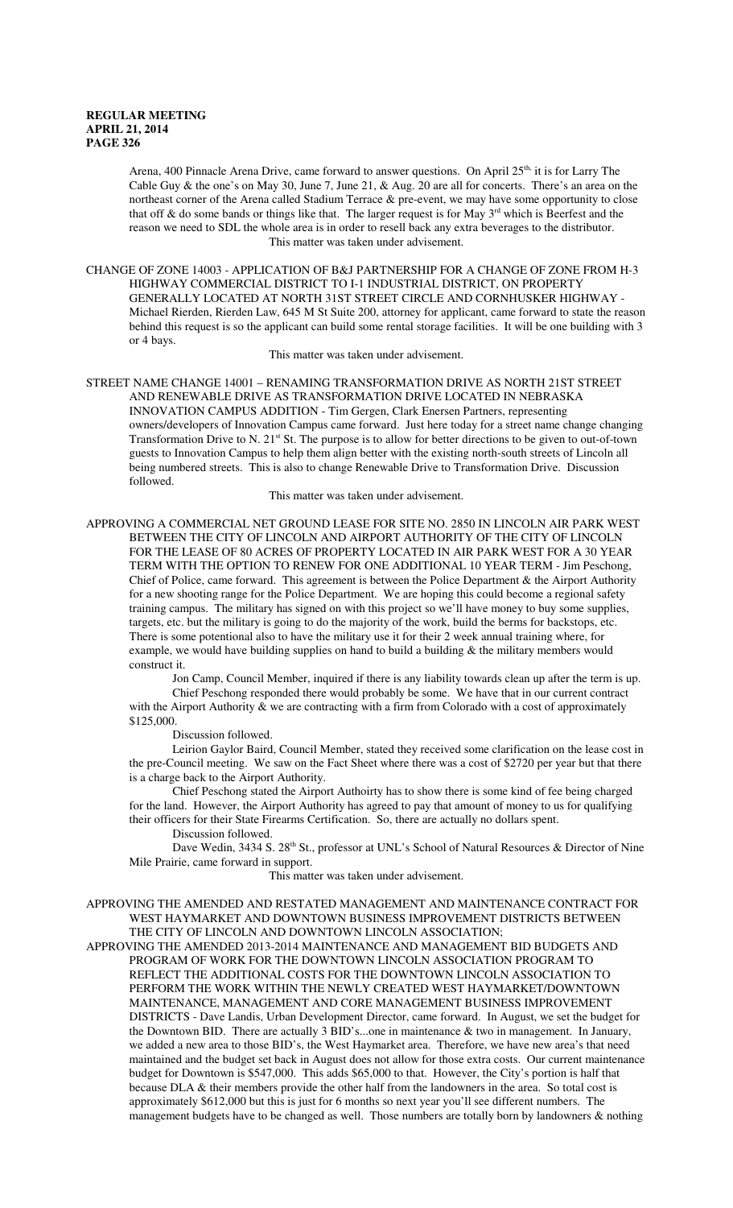Arena, 400 Pinnacle Arena Drive, came forward to answer questions. On April 25th, it is for Larry The Cable Guy & the one's on May 30, June 7, June 21, & Aug. 20 are all for concerts. There's an area on the northeast corner of the Arena called Stadium Terrace & pre-event, we may have some opportunity to close that off & do some bands or things like that. The larger request is for May 3rd which is Beerfest and the reason we need to SDL the whole area is in order to resell back any extra beverages to the distributor.

This matter was taken under advisement.

CHANGE OF ZONE 14003 - APPLICATION OF B&J PARTNERSHIP FOR A CHANGE OF ZONE FROM H-3 HIGHWAY COMMERCIAL DISTRICT TO I-1 INDUSTRIAL DISTRICT, ON PROPERTY GENERALLY LOCATED AT NORTH 31ST STREET CIRCLE AND CORNHUSKER HIGHWAY - Michael Rierden, Rierden Law, 645 M St Suite 200, attorney for applicant, came forward to state the reason behind this request is so the applicant can build some rental storage facilities. It will be one building with 3 or 4 bays.

This matter was taken under advisement.

STREET NAME CHANGE 14001 – RENAMING TRANSFORMATION DRIVE AS NORTH 21ST STREET AND RENEWABLE DRIVE AS TRANSFORMATION DRIVE LOCATED IN NEBRASKA INNOVATION CAMPUS ADDITION - Tim Gergen, Clark Enersen Partners, representing owners/developers of Innovation Campus came forward. Just here today for a street name change changing Transformation Drive to N. 21st St. The purpose is to allow for better directions to be given to out-of-town guests to Innovation Campus to help them align better with the existing north-south streets in Lincoln all being numbered streets. This is also to change Renewable Drive to Transformation Drive. Discussion followed.

This matter was taken under advisement.

APPROVING A COMMERCIAL NET GROUND LEASE FOR SITE NO. 2850 IN LINCOLN AIR PARK WEST BETWEEN THE CITY OF LINCOLN AND AIRPORT AUTHORITY OF THE CITY OF LINCOLN FOR THE LEASE OF 80 ACRES OF PROPERTY LOCATED IN AIR PARK WEST FOR A 30 YEAR TERM WITH THE OPTION TO RENEW FOR ONE ADDITIONAL 10 YEAR TERM - Jim Peschong, Chief of Police, came forward. This agreement is between the Police Department & the Airport Authority for a new shooting range for the Police Department. We are hoping this could become a regional safety training campus. The military has signed on with this project so we'll have money to buy some supplies, targets, etc. but the military is going to do the majority of the work, build the berms for backstops, etc. There is some potentional also to have the military use it for their 2 week annual training where, for example, we would have building supplies on hand to build a building & the military members would construct it.

Jon Camp, Council Member, inquired if there is any liability towards clean up after the term is up.

Chief Peschong responded there would probably be some. We have that in our current contract with the Airport Authority & we are contracting with a firm from Colorado with a cost of approximately $125,000.

Discussion followed.

Leirion Gaylor Baird, Council Member, stated they received some clarification on the lease cost in the pre-Council meeting. We saw on the Fact Sheet where there was a cost of $2720 per year but that there is a charge back to the Airport Authority.

Chief Peschong stated the Airport Authoirty has to show there is some kind of fee being charged for the land. However, the Airport Authority has agreed to pay that amount of money to us for qualifying their officers for their State Firearms Certification. So, there are actually no dollars spent.

Discussion followed.

Dave Wedin, 3434 S. 28th St., professor at UNL's School of Natural Resources & Director of Nine Mile Prairie, came forward in support.

This matter was taken under advisement.

APPROVING THE AMENDED AND RESTATED MANAGEMENT AND MAINTENANCE CONTRACT FOR WEST HAYMARKET AND DOWNTOWN BUSINESS IMPROVEMENT DISTRICTS BETWEEN THE CITY OF LINCOLN AND DOWNTOWN LINCOLN ASSOCIATION;

APPROVING THE AMENDED 2013-2014 MAINTENANCE AND MANAGEMENT BID BUDGETS AND PROGRAM OF WORK FOR THE DOWNTOWN LINCOLN ASSOCIATION PROGRAM TO REFLECT THE ADDITIONAL COSTS FOR THE DOWNTOWN LINCOLN ASSOCIATION TO PERFORM THE WORK WITHIN THE NEWLY CREATED WEST HAYMARKET/DOWNTOWN MAINTENANCE, MANAGEMENT AND CORE MANAGEMENT BUSINESS IMPROVEMENT DISTRICTS - Dave Landis, Urban Development Director, came forward. In August, we set the budget for the Downtown BID. There are actually 3 BID's...one in maintenance & two in management. In January, we added a new area to those BID's, the West Haymarket area. Therefore, we have new area's that need maintained and the budget set back in August does not allow for those extra costs. Our current maintenance budget for Downtown is $547,000. This adds $65,000 to that. However, the City's portion is half that because DLA & their members provide the other half from the landowners in the area. So total cost is approximately $612,000 but this is just for 6 months so next year you'll see different numbers. The management budgets have to be changed as well. Those numbers are totally born by landowners & nothing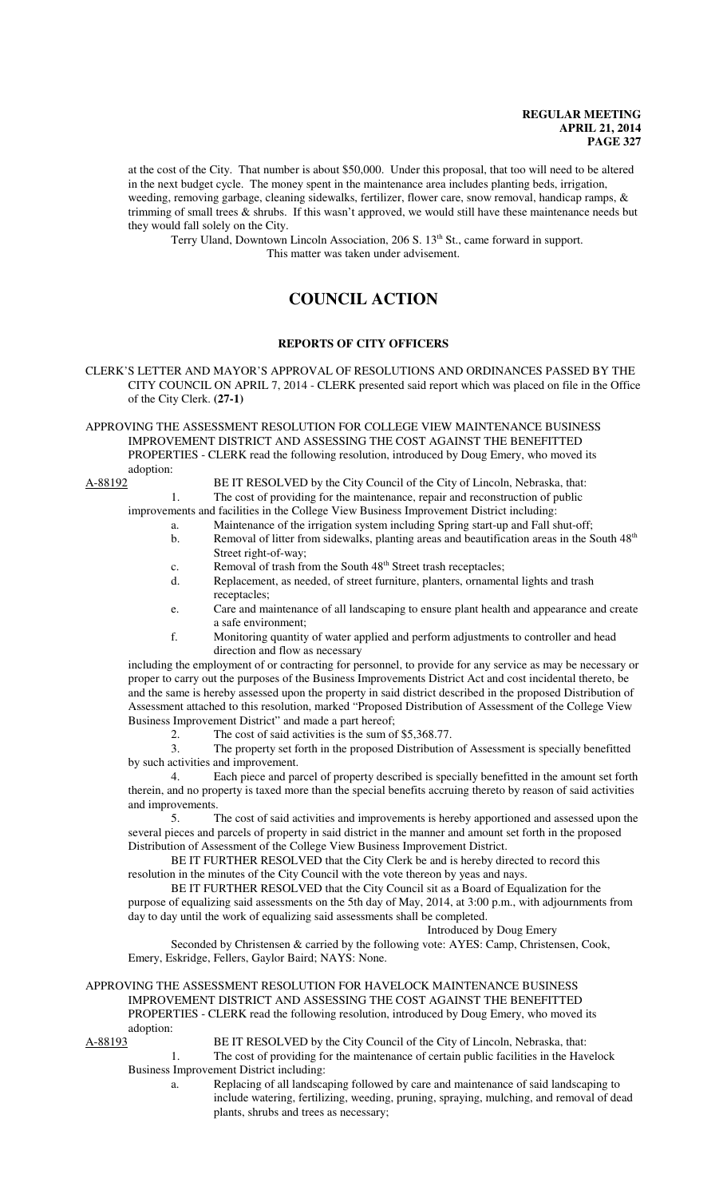at the cost of the City. That number is about $50,000. Under this proposal, that too will need to be altered in the next budget cycle. The money spent in the maintenance area includes planting beds, irrigation, weeding, removing garbage, cleaning sidewalks, fertilizer, flower care, snow removal, handicap ramps, & trimming of small trees & shrubs. If this wasn't approved, we would still have these maintenance needs but they would fall solely on the City.

Terry Uland, Downtown Lincoln Association, 206 S. 13th St., came forward in support.

This matter was taken under advisement.

# COUNCIL ACTION

## REPORTS OF CITY OFFICERS

CLERK'S LETTER AND MAYOR'S APPROVAL OF RESOLUTIONS AND ORDINANCES PASSED BY THE CITY COUNCIL ON APRIL 7, 2014 - CLERK presented said report which was placed on file in the Office of the City Clerk. **(27-1)**

APPROVING THE ASSESSMENT RESOLUTION FOR COLLEGE VIEW MAINTENANCE BUSINESS IMPROVEMENT DISTRICT AND ASSESSING THE COST AGAINST THE BENEFITTED PROPERTIES - CLERK read the following resolution, introduced by Doug Emery, who moved its adoption:

A-88192 BE IT RESOLVED by the City Council of the City of Lincoln, Nebraska, that:

1. The cost of providing for the maintenance, repair and reconstruction of public improvements and facilities in the College View Business Improvement District including:
   a. Maintenance of the irrigation system including Spring start-up and Fall shut-off;
   b. Removal of litter from sidewalks, planting areas and beautification areas in the South 48th Street right-of-way;
   c. Removal of trash from the South 48th Street trash receptacles;
   d. Replacement, as needed, of street furniture, planters, ornamental lights and trash receptacles;
   e. Care and maintenance of all landscaping to ensure plant health and appearance and create a safe environment;
   f. Monitoring quantity of water applied and perform adjustments to controller and head direction and flow as necessary

including the employment of or contracting for personnel, to provide for any service as may be necessary or proper to carry out the purposes of the Business Improvements District Act and cost incidental thereto, be and the same is hereby assessed upon the property in said district described in the proposed Distribution of Assessment attached to this resolution, marked "Proposed Distribution of Assessment of the College View Business Improvement District" and made a part hereof;

2. The cost of said activities is the sum of $5,368.77.
3. The property set forth in the proposed Distribution of Assessment is specially benefitted by such activities and improvement.
4. Each piece and parcel of property described is specially benefitted in the amount set forth therein, and no property is taxed more than the special benefits accruing thereto by reason of said activities and improvements.
5. The cost of said activities and improvements is hereby apportioned and assessed upon the several pieces and parcels of property in said district in the manner and amount set forth in the proposed Distribution of Assessment of the College View Business Improvement District.

BE IT FURTHER RESOLVED that the City Clerk be and is hereby directed to record this resolution in the minutes of the City Council with the vote thereon by yeas and nays.

BE IT FURTHER RESOLVED that the City Council sit as a Board of Equalization for the purpose of equalizing said assessments on the 5th day of May, 2014, at 3:00 p.m., with adjournments from day to day until the work of equalizing said assessments shall be completed.

Introduced by Doug Emery

Seconded by Christensen & carried by the following vote: AYES: Camp, Christensen, Cook, Emery, Eskridge, Fellers, Gaylor Baird; NAYS: None.

APPROVING THE ASSESSMENT RESOLUTION FOR HAVELOCK MAINTENANCE BUSINESS IMPROVEMENT DISTRICT AND ASSESSING THE COST AGAINST THE BENEFITTED PROPERTIES - CLERK read the following resolution, introduced by Doug Emery, who moved its adoption:

A-88193 BE IT RESOLVED by the City Council of the City of Lincoln, Nebraska, that:

1. The cost of providing for the maintenance of certain public facilities in the Havelock Business Improvement District including:
   a. Replacing of all landscaping followed by care and maintenance of said landscaping to include watering, fertilizing, weeding, pruning, spraying, mulching, and removal of dead plants, shrubs and trees as necessary;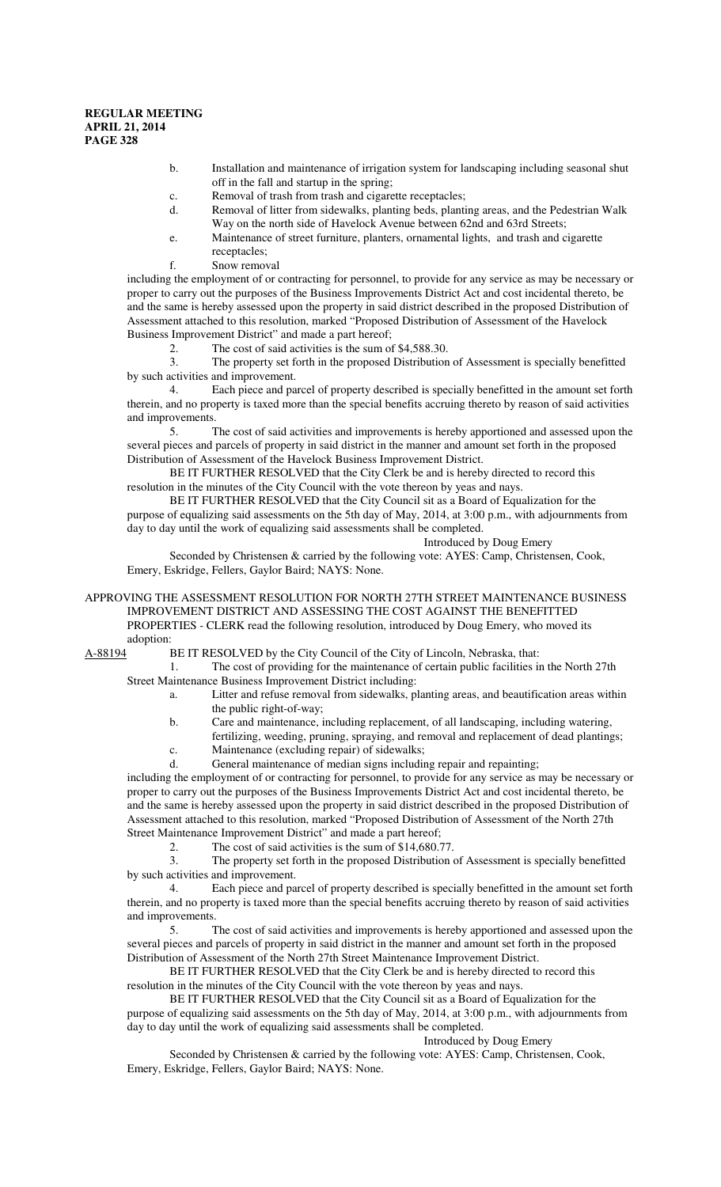b. Installation and maintenance of irrigation system for landscaping including seasonal shut off in the fall and startup in the spring;

c. Removal of trash from trash and cigarette receptacles;

d. Removal of litter from sidewalks, planting beds, planting areas, and the Pedestrian Walk Way on the north side of Havelock Avenue between 62nd and 63rd Streets;

e. Maintenance of street furniture, planters, ornamental lights, and trash and cigarette receptacles;

f. Snow removal

including the employment of or contracting for personnel, to provide for any service as may be necessary or proper to carry out the purposes of the Business Improvements District Act and cost incidental thereto, be and the same is hereby assessed upon the property in said district described in the proposed Distribution of Assessment attached to this resolution, marked "Proposed Distribution of Assessment of the Havelock Business Improvement District" and made a part hereof;

2. The cost of said activities is the sum of $4,588.30.

3. The property set forth in the proposed Distribution of Assessment is specially benefitted by such activities and improvement.

4. Each piece and parcel of property described is specially benefitted in the amount set forth therein, and no property is taxed more than the special benefits accruing thereto by reason of said activities and improvements.

5. The cost of said activities and improvements is hereby apportioned and assessed upon the several pieces and parcels of property in said district in the manner and amount set forth in the proposed Distribution of Assessment of the Havelock Business Improvement District.

BE IT FURTHER RESOLVED that the City Clerk be and is hereby directed to record this resolution in the minutes of the City Council with the vote thereon by yeas and nays.

BE IT FURTHER RESOLVED that the City Council sit as a Board of Equalization for the purpose of equalizing said assessments on the 5th day of May, 2014, at 3:00 p.m., with adjournments from day to day until the work of equalizing said assessments shall be completed.

Introduced by Doug Emery

Seconded by Christensen & carried by the following vote: AYES: Camp, Christensen, Cook, Emery, Eskridge, Fellers, Gaylor Baird; NAYS: None.

APPROVING THE ASSESSMENT RESOLUTION FOR NORTH 27TH STREET MAINTENANCE BUSINESS IMPROVEMENT DISTRICT AND ASSESSING THE COST AGAINST THE BENEFITTED PROPERTIES - CLERK read the following resolution, introduced by Doug Emery, who moved its adoption:

A-88194 BE IT RESOLVED by the City Council of the City of Lincoln, Nebraska, that:

1. The cost of providing for the maintenance of certain public facilities in the North 27th Street Maintenance Business Improvement District including:

a. Litter and refuse removal from sidewalks, planting areas, and beautification areas within the public right-of-way;

b. Care and maintenance, including replacement, of all landscaping, including watering, fertilizing, weeding, pruning, spraying, and removal and replacement of dead plantings;

c. Maintenance (excluding repair) of sidewalks;

d. General maintenance of median signs including repair and repainting;

including the employment of or contracting for personnel, to provide for any service as may be necessary or proper to carry out the purposes of the Business Improvements District Act and cost incidental thereto, be and the same is hereby assessed upon the property in said district described in the proposed Distribution of Assessment attached to this resolution, marked "Proposed Distribution of Assessment of the North 27th Street Maintenance Improvement District" and made a part hereof;

2. The cost of said activities is the sum of $14,680.77.

3. The property set forth in the proposed Distribution of Assessment is specially benefitted by such activities and improvement.

4. Each piece and parcel of property described is specially benefitted in the amount set forth therein, and no property is taxed more than the special benefits accruing thereto by reason of said activities and improvements.

5. The cost of said activities and improvements is hereby apportioned and assessed upon the several pieces and parcels of property in said district in the manner and amount set forth in the proposed Distribution of Assessment of the North 27th Street Maintenance Improvement District.

BE IT FURTHER RESOLVED that the City Clerk be and is hereby directed to record this resolution in the minutes of the City Council with the vote thereon by yeas and nays.

BE IT FURTHER RESOLVED that the City Council sit as a Board of Equalization for the purpose of equalizing said assessments on the 5th day of May, 2014, at 3:00 p.m., with adjournments from day to day until the work of equalizing said assessments shall be completed.

Introduced by Doug Emery

Seconded by Christensen & carried by the following vote: AYES: Camp, Christensen, Cook, Emery, Eskridge, Fellers, Gaylor Baird; NAYS: None.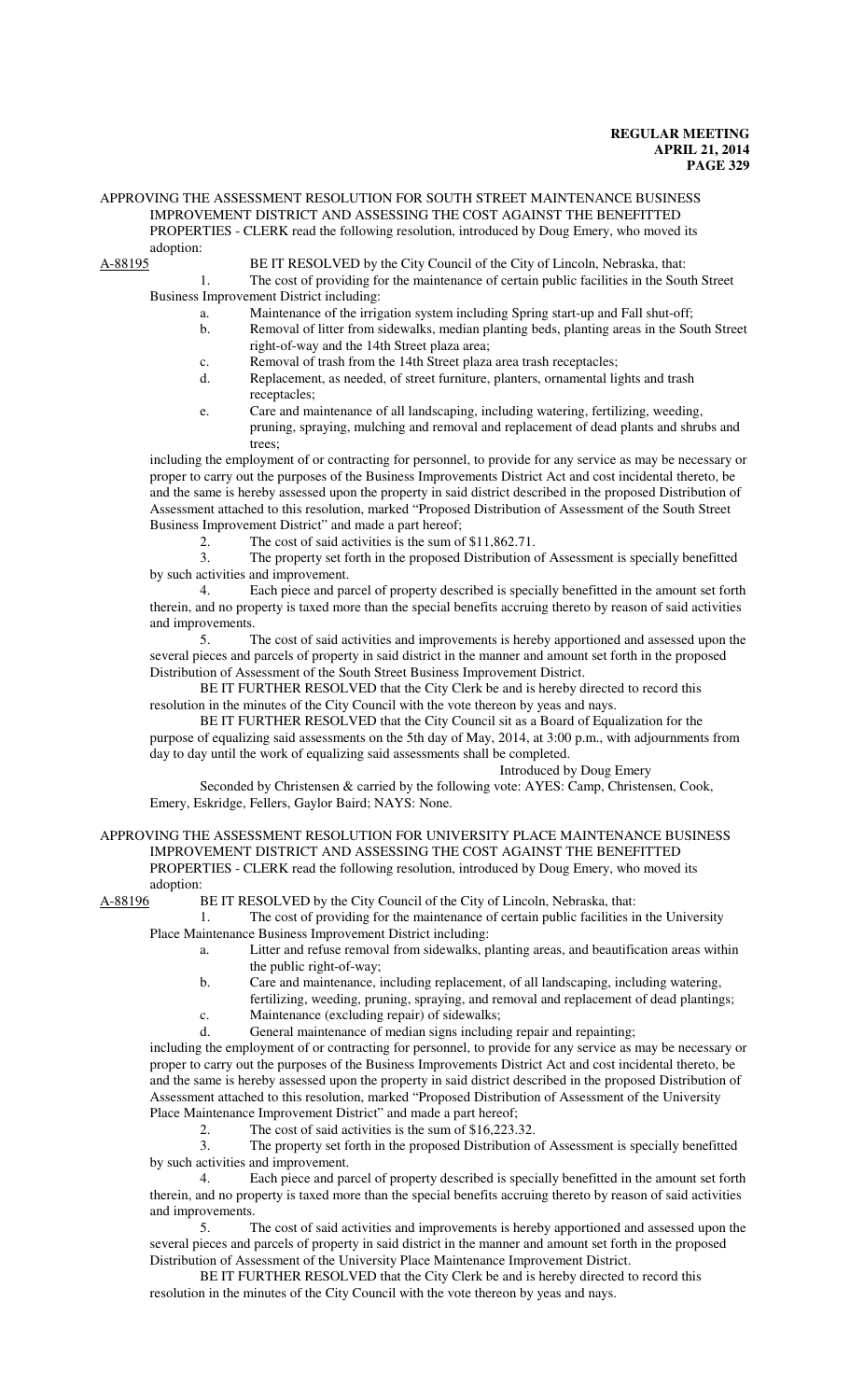APPROVING THE ASSESSMENT RESOLUTION FOR SOUTH STREET MAINTENANCE BUSINESS IMPROVEMENT DISTRICT AND ASSESSING THE COST AGAINST THE BENEFITTED PROPERTIES - CLERK read the following resolution, introduced by Doug Emery, who moved its adoption:

A-88195 BE IT RESOLVED by the City Council of the City of Lincoln, Nebraska, that:

1. The cost of providing for the maintenance of certain public facilities in the South Street Business Improvement District including:
   a. Maintenance of the irrigation system including Spring start-up and Fall shut-off;
   b. Removal of litter from sidewalks, median planting beds, planting areas in the South Street right-of-way and the 14th Street plaza area;
   c. Removal of trash from the 14th Street plaza area trash receptacles;
   d. Replacement, as needed, of street furniture, planters, ornamental lights and trash receptacles;
   e. Care and maintenance of all landscaping, including watering, fertilizing, weeding, pruning, spraying, mulching and removal and replacement of dead plants and shrubs and trees;

including the employment of or contracting for personnel, to provide for any service as may be necessary or proper to carry out the purposes of the Business Improvements District Act and cost incidental thereto, be and the same is hereby assessed upon the property in said district described in the proposed Distribution of Assessment attached to this resolution, marked "Proposed Distribution of Assessment of the South Street Business Improvement District" and made a part hereof;

2. The cost of said activities is the sum of $11,862.71.
3. The property set forth in the proposed Distribution of Assessment is specially benefitted by such activities and improvement.
4. Each piece and parcel of property described is specially benefitted in the amount set forth therein, and no property is taxed more than the special benefits accruing thereto by reason of said activities and improvements.
5. The cost of said activities and improvements is hereby apportioned and assessed upon the several pieces and parcels of property in said district in the manner and amount set forth in the proposed Distribution of Assessment of the South Street Business Improvement District.

BE IT FURTHER RESOLVED that the City Clerk be and is hereby directed to record this resolution in the minutes of the City Council with the vote thereon by yeas and nays.

BE IT FURTHER RESOLVED that the City Council sit as a Board of Equalization for the purpose of equalizing said assessments on the 5th day of May, 2014, at 3:00 p.m., with adjournments from day to day until the work of equalizing said assessments shall be completed.

Introduced by Doug Emery

Seconded by Christensen & carried by the following vote: AYES: Camp, Christensen, Cook, Emery, Eskridge, Fellers, Gaylor Baird; NAYS: None.

APPROVING THE ASSESSMENT RESOLUTION FOR UNIVERSITY PLACE MAINTENANCE BUSINESS IMPROVEMENT DISTRICT AND ASSESSING THE COST AGAINST THE BENEFITTED PROPERTIES - CLERK read the following resolution, introduced by Doug Emery, who moved its adoption:

A-88196 BE IT RESOLVED by the City Council of the City of Lincoln, Nebraska, that:

1. The cost of providing for the maintenance of certain public facilities in the University Place Maintenance Business Improvement District including:
   a. Litter and refuse removal from sidewalks, planting areas, and beautification areas within the public right-of-way;
   b. Care and maintenance, including replacement, of all landscaping, including watering, fertilizing, weeding, pruning, spraying, and removal and replacement of dead plantings;
   c. Maintenance (excluding repair) of sidewalks;
   d. General maintenance of median signs including repair and repainting;

including the employment of or contracting for personnel, to provide for any service as may be necessary or proper to carry out the purposes of the Business Improvements District Act and cost incidental thereto, be and the same is hereby assessed upon the property in said district described in the proposed Distribution of Assessment attached to this resolution, marked "Proposed Distribution of Assessment of the University Place Maintenance Improvement District" and made a part hereof;

2. The cost of said activities is the sum of $16,223.32.
3. The property set forth in the proposed Distribution of Assessment is specially benefitted by such activities and improvement.
4. Each piece and parcel of property described is specially benefitted in the amount set forth therein, and no property is taxed more than the special benefits accruing thereto by reason of said activities and improvements.
5. The cost of said activities and improvements is hereby apportioned and assessed upon the several pieces and parcels of property in said district in the manner and amount set forth in the proposed Distribution of Assessment of the University Place Maintenance Improvement District.

BE IT FURTHER RESOLVED that the City Clerk be and is hereby directed to record this resolution in the minutes of the City Council with the vote thereon by yeas and nays.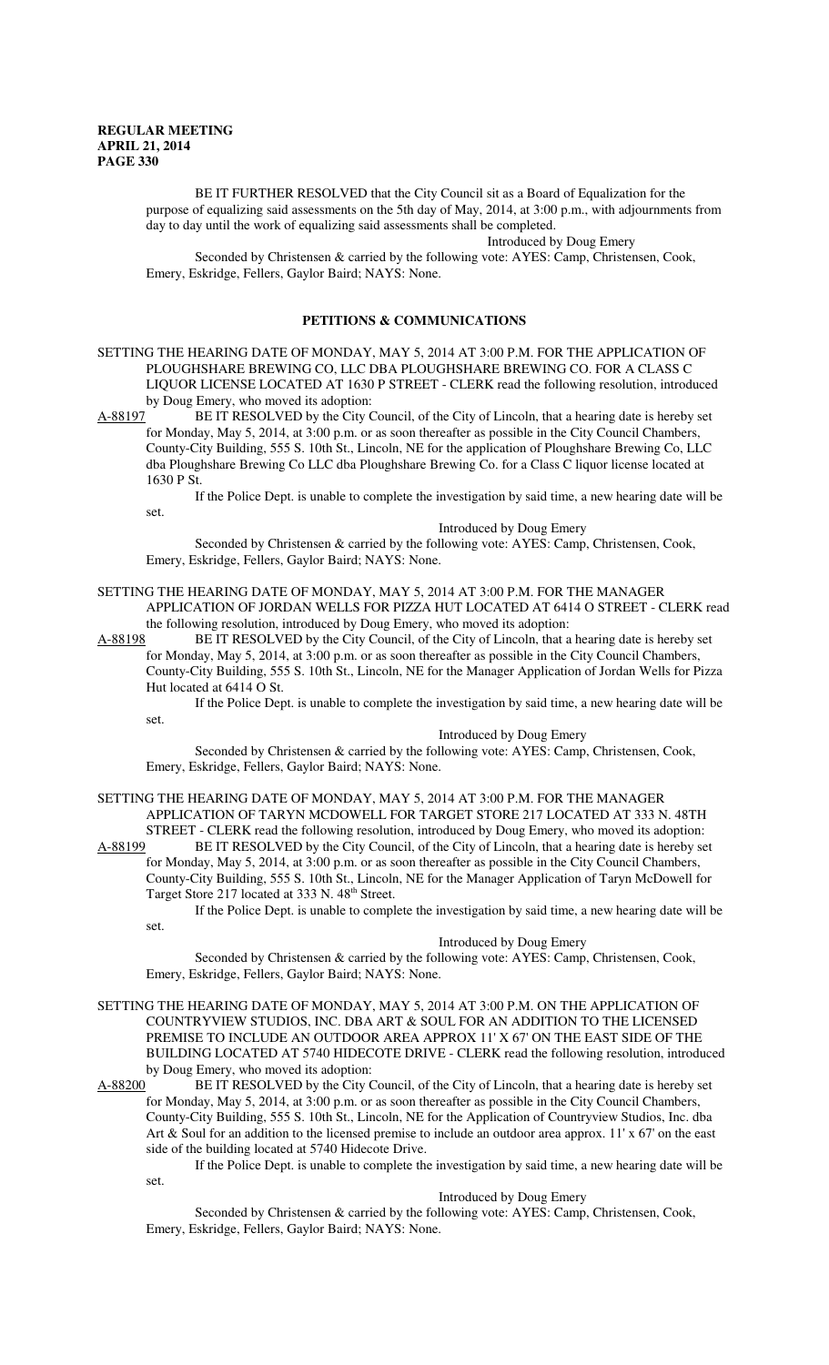BE IT FURTHER RESOLVED that the City Council sit as a Board of Equalization for the purpose of equalizing said assessments on the 5th day of May, 2014, at 3:00 p.m., with adjournments from day to day until the work of equalizing said assessments shall be completed.

Introduced by Doug Emery

Seconded by Christensen & carried by the following vote: AYES: Camp, Christensen, Cook, Emery, Eskridge, Fellers, Gaylor Baird; NAYS: None.

## PETITIONS & COMMUNICATIONS

SETTING THE HEARING DATE OF MONDAY, MAY 5, 2014 AT 3:00 P.M. FOR THE APPLICATION OF PLOUGHSHARE BREWING CO, LLC DBA PLOUGHSHARE BREWING CO. FOR A CLASS C LIQUOR LICENSE LOCATED AT 1630 P STREET - CLERK read the following resolution, introduced by Doug Emery, who moved its adoption:

A-88197 BE IT RESOLVED by the City Council, of the City of Lincoln, that a hearing date is hereby set for Monday, May 5, 2014, at 3:00 p.m. or as soon thereafter as possible in the City Council Chambers, County-City Building, 555 S. 10th St., Lincoln, NE for the application of Ploughshare Brewing Co, LLC dba Ploughshare Brewing Co LLC dba Ploughshare Brewing Co. for a Class C liquor license located at 1630 P St.

If the Police Dept. is unable to complete the investigation by said time, a new hearing date will be set.

Introduced by Doug Emery

Seconded by Christensen & carried by the following vote: AYES: Camp, Christensen, Cook, Emery, Eskridge, Fellers, Gaylor Baird; NAYS: None.

SETTING THE HEARING DATE OF MONDAY, MAY 5, 2014 AT 3:00 P.M. FOR THE MANAGER APPLICATION OF JORDAN WELLS FOR PIZZA HUT LOCATED AT 6414 O STREET - CLERK read the following resolution, introduced by Doug Emery, who moved its adoption:

A-88198 BE IT RESOLVED by the City Council, of the City of Lincoln, that a hearing date is hereby set for Monday, May 5, 2014, at 3:00 p.m. or as soon thereafter as possible in the City Council Chambers, County-City Building, 555 S. 10th St., Lincoln, NE for the Manager Application of Jordan Wells for Pizza Hut located at 6414 O St.

If the Police Dept. is unable to complete the investigation by said time, a new hearing date will be set.

Introduced by Doug Emery

Seconded by Christensen & carried by the following vote: AYES: Camp, Christensen, Cook, Emery, Eskridge, Fellers, Gaylor Baird; NAYS: None.

SETTING THE HEARING DATE OF MONDAY, MAY 5, 2014 AT 3:00 P.M. FOR THE MANAGER APPLICATION OF TARYN MCDOWELL FOR TARGET STORE 217 LOCATED AT 333 N. 48TH STREET - CLERK read the following resolution, introduced by Doug Emery, who moved its adoption:

A-88199 BE IT RESOLVED by the City Council, of the City of Lincoln, that a hearing date is hereby set for Monday, May 5, 2014, at 3:00 p.m. or as soon thereafter as possible in the City Council Chambers, County-City Building, 555 S. 10th St., Lincoln, NE for the Manager Application of Taryn McDowell for Target Store 217 located at 333 N. 48th Street.

If the Police Dept. is unable to complete the investigation by said time, a new hearing date will be set.

Introduced by Doug Emery

Seconded by Christensen & carried by the following vote: AYES: Camp, Christensen, Cook, Emery, Eskridge, Fellers, Gaylor Baird; NAYS: None.

SETTING THE HEARING DATE OF MONDAY, MAY 5, 2014 AT 3:00 P.M. ON THE APPLICATION OF COUNTRYVIEW STUDIOS, INC. DBA ART & SOUL FOR AN ADDITION TO THE LICENSED PREMISE TO INCLUDE AN OUTDOOR AREA APPROX 11' X 67' ON THE EAST SIDE OF THE BUILDING LOCATED AT 5740 HIDECOTE DRIVE - CLERK read the following resolution, introduced by Doug Emery, who moved its adoption:

A-88200 BE IT RESOLVED by the City Council, of the City of Lincoln, that a hearing date is hereby set for Monday, May 5, 2014, at 3:00 p.m. or as soon thereafter as possible in the City Council Chambers, County-City Building, 555 S. 10th St., Lincoln, NE for the Application of Countryview Studios, Inc. dba Art & Soul for an addition to the licensed premise to include an outdoor area approx. 11' x 67' on the east side of the building located at 5740 Hidecote Drive.

If the Police Dept. is unable to complete the investigation by said time, a new hearing date will be set.

Introduced by Doug Emery

Seconded by Christensen & carried by the following vote: AYES: Camp, Christensen, Cook, Emery, Eskridge, Fellers, Gaylor Baird; NAYS: None.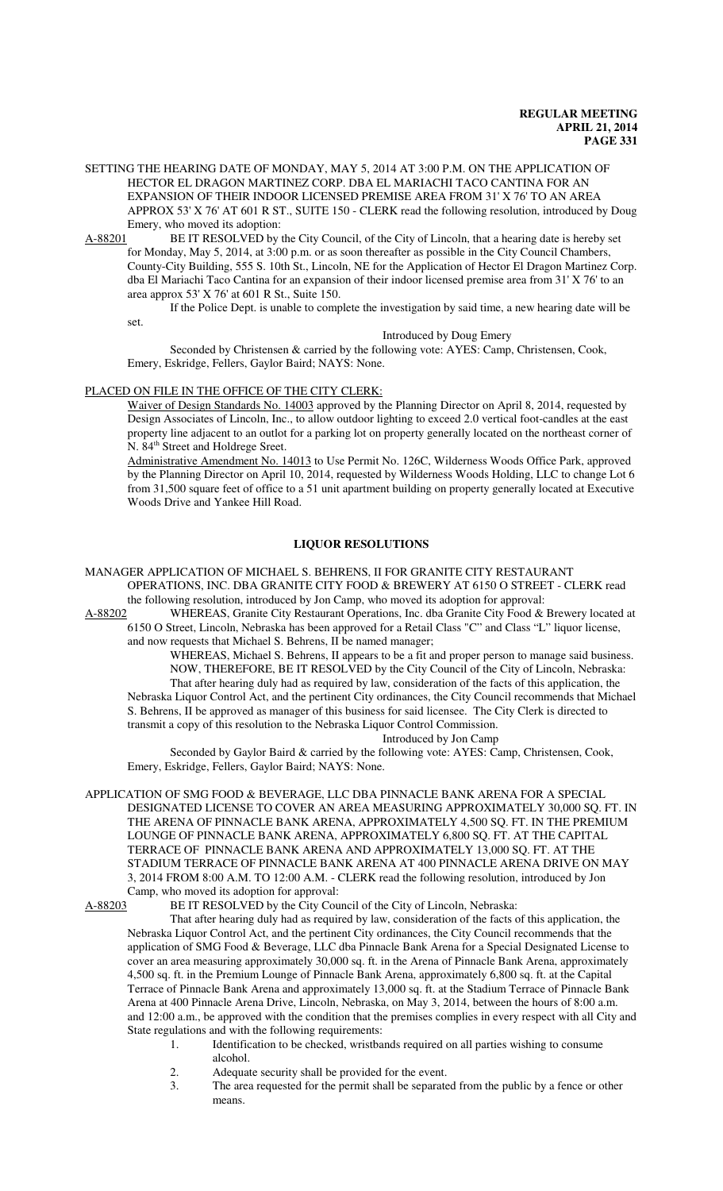SETTING THE HEARING DATE OF MONDAY, MAY 5, 2014 AT 3:00 P.M. ON THE APPLICATION OF HECTOR EL DRAGON MARTINEZ CORP. DBA EL MARIACHI TACO CANTINA FOR AN EXPANSION OF THEIR INDOOR LICENSED PREMISE AREA FROM 31' X 76' TO AN AREA APPROX 53' X 76' AT 601 R ST., SUITE 150 - CLERK read the following resolution, introduced by Doug Emery, who moved its adoption:

A-88201 BE IT RESOLVED by the City Council, of the City of Lincoln, that a hearing date is hereby set for Monday, May 5, 2014, at 3:00 p.m. or as soon thereafter as possible in the City Council Chambers, County-City Building, 555 S. 10th St., Lincoln, NE for the Application of Hector El Dragon Martinez Corp. dba El Mariachi Taco Cantina for an expansion of their indoor licensed premise area from 31' X 76' to an area approx 53' X 76' at 601 R St., Suite 150.

If the Police Dept. is unable to complete the investigation by said time, a new hearing date will be set.

Introduced by Doug Emery

Seconded by Christensen & carried by the following vote: AYES: Camp, Christensen, Cook, Emery, Eskridge, Fellers, Gaylor Baird; NAYS: None.

PLACED ON FILE IN THE OFFICE OF THE CITY CLERK:

Waiver of Design Standards No. 14003 approved by the Planning Director on April 8, 2014, requested by Design Associates of Lincoln, Inc., to allow outdoor lighting to exceed 2.0 vertical foot-candles at the east property line adjacent to an outlot for a parking lot on property generally located on the northeast corner of N. 84th Street and Holdrege Sreet.

Administrative Amendment No. 14013 to Use Permit No. 126C, Wilderness Woods Office Park, approved by the Planning Director on April 10, 2014, requested by Wilderness Woods Holding, LLC to change Lot 6 from 31,500 square feet of office to a 51 unit apartment building on property generally located at Executive Woods Drive and Yankee Hill Road.

## LIQUOR RESOLUTIONS

MANAGER APPLICATION OF MICHAEL S. BEHRENS, II FOR GRANITE CITY RESTAURANT OPERATIONS, INC. DBA GRANITE CITY FOOD & BREWERY AT 6150 O STREET - CLERK read the following resolution, introduced by Jon Camp, who moved its adoption for approval:

A-88202 WHEREAS, Granite City Restaurant Operations, Inc. dba Granite City Food & Brewery located at 6150 O Street, Lincoln, Nebraska has been approved for a Retail Class "C" and Class "L" liquor license, and now requests that Michael S. Behrens, II be named manager;

WHEREAS, Michael S. Behrens, II appears to be a fit and proper person to manage said business.

NOW, THEREFORE, BE IT RESOLVED by the City Council of the City of Lincoln, Nebraska:

That after hearing duly had as required by law, consideration of the facts of this application, the Nebraska Liquor Control Act, and the pertinent City ordinances, the City Council recommends that Michael S. Behrens, II be approved as manager of this business for said licensee. The City Clerk is directed to transmit a copy of this resolution to the Nebraska Liquor Control Commission.

Introduced by Jon Camp

Seconded by Gaylor Baird & carried by the following vote: AYES: Camp, Christensen, Cook, Emery, Eskridge, Fellers, Gaylor Baird; NAYS: None.

APPLICATION OF SMG FOOD & BEVERAGE, LLC DBA PINNACLE BANK ARENA FOR A SPECIAL DESIGNATED LICENSE TO COVER AN AREA MEASURING APPROXIMATELY 30,000 SQ. FT. IN THE ARENA OF PINNACLE BANK ARENA, APPROXIMATELY 4,500 SQ. FT. IN THE PREMIUM LOUNGE OF PINNACLE BANK ARENA, APPROXIMATELY 6,800 SQ. FT. AT THE CAPITAL TERRACE OF PINNACLE BANK ARENA AND APPROXIMATELY 13,000 SQ. FT. AT THE STADIUM TERRACE OF PINNACLE BANK ARENA AT 400 PINNACLE ARENA DRIVE ON MAY 3, 2014 FROM 8:00 A.M. TO 12:00 A.M. - CLERK read the following resolution, introduced by Jon Camp, who moved its adoption for approval:

A-88203 BE IT RESOLVED by the City Council of the City of Lincoln, Nebraska:

That after hearing duly had as required by law, consideration of the facts of this application, the Nebraska Liquor Control Act, and the pertinent City ordinances, the City Council recommends that the application of SMG Food & Beverage, LLC dba Pinnacle Bank Arena for a Special Designated License to cover an area measuring approximately 30,000 sq. ft. in the Arena of Pinnacle Bank Arena, approximately 4,500 sq. ft. in the Premium Lounge of Pinnacle Bank Arena, approximately 6,800 sq. ft. at the Capital Terrace of Pinnacle Bank Arena and approximately 13,000 sq. ft. at the Stadium Terrace of Pinnacle Bank Arena at 400 Pinnacle Arena Drive, Lincoln, Nebraska, on May 3, 2014, between the hours of 8:00 a.m. and 12:00 a.m., be approved with the condition that the premises complies in every respect with all City and State regulations and with the following requirements:

1. Identification to be checked, wristbands required on all parties wishing to consume alcohol.
2. Adequate security shall be provided for the event.
3. The area requested for the permit shall be separated from the public by a fence or other means.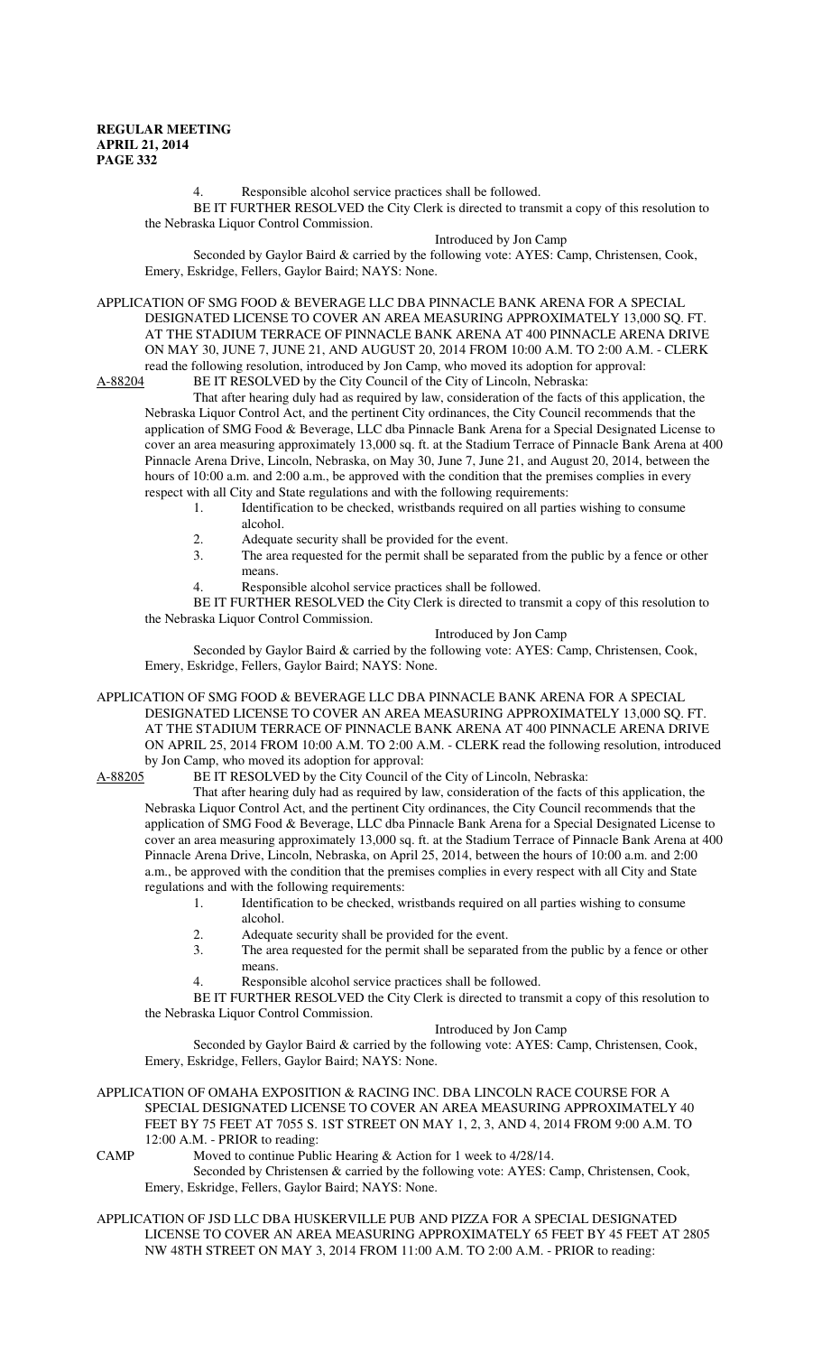4. Responsible alcohol service practices shall be followed.

BE IT FURTHER RESOLVED the City Clerk is directed to transmit a copy of this resolution to the Nebraska Liquor Control Commission.

Introduced by Jon Camp

Seconded by Gaylor Baird & carried by the following vote: AYES: Camp, Christensen, Cook, Emery, Eskridge, Fellers, Gaylor Baird; NAYS: None.

APPLICATION OF SMG FOOD & BEVERAGE LLC DBA PINNACLE BANK ARENA FOR A SPECIAL DESIGNATED LICENSE TO COVER AN AREA MEASURING APPROXIMATELY 13,000 SQ. FT. AT THE STADIUM TERRACE OF PINNACLE BANK ARENA AT 400 PINNACLE ARENA DRIVE ON MAY 30, JUNE 7, JUNE 21, AND AUGUST 20, 2014 FROM 10:00 A.M. TO 2:00 A.M. - CLERK read the following resolution, introduced by Jon Camp, who moved its adoption for approval:

A-88204 BE IT RESOLVED by the City Council of the City of Lincoln, Nebraska:

That after hearing duly had as required by law, consideration of the facts of this application, the Nebraska Liquor Control Act, and the pertinent City ordinances, the City Council recommends that the application of SMG Food & Beverage, LLC dba Pinnacle Bank Arena for a Special Designated License to cover an area measuring approximately 13,000 sq. ft. at the Stadium Terrace of Pinnacle Bank Arena at 400 Pinnacle Arena Drive, Lincoln, Nebraska, on May 30, June 7, June 21, and August 20, 2014, between the hours of 10:00 a.m. and 2:00 a.m., be approved with the condition that the premises complies in every respect with all City and State regulations and with the following requirements:

1. Identification to be checked, wristbands required on all parties wishing to consume alcohol.
2. Adequate security shall be provided for the event.
3. The area requested for the permit shall be separated from the public by a fence or other means.
4. Responsible alcohol service practices shall be followed.

BE IT FURTHER RESOLVED the City Clerk is directed to transmit a copy of this resolution to the Nebraska Liquor Control Commission.

Introduced by Jon Camp

Seconded by Gaylor Baird & carried by the following vote: AYES: Camp, Christensen, Cook, Emery, Eskridge, Fellers, Gaylor Baird; NAYS: None.

APPLICATION OF SMG FOOD & BEVERAGE LLC DBA PINNACLE BANK ARENA FOR A SPECIAL DESIGNATED LICENSE TO COVER AN AREA MEASURING APPROXIMATELY 13,000 SQ. FT. AT THE STADIUM TERRACE OF PINNACLE BANK ARENA AT 400 PINNACLE ARENA DRIVE ON APRIL 25, 2014 FROM 10:00 A.M. TO 2:00 A.M. - CLERK read the following resolution, introduced by Jon Camp, who moved its adoption for approval:

A-88205 BE IT RESOLVED by the City Council of the City of Lincoln, Nebraska:

That after hearing duly had as required by law, consideration of the facts of this application, the Nebraska Liquor Control Act, and the pertinent City ordinances, the City Council recommends that the application of SMG Food & Beverage, LLC dba Pinnacle Bank Arena for a Special Designated License to cover an area measuring approximately 13,000 sq. ft. at the Stadium Terrace of Pinnacle Bank Arena at 400 Pinnacle Arena Drive, Lincoln, Nebraska, on April 25, 2014, between the hours of 10:00 a.m. and 2:00 a.m., be approved with the condition that the premises complies in every respect with all City and State regulations and with the following requirements:

1. Identification to be checked, wristbands required on all parties wishing to consume alcohol.
2. Adequate security shall be provided for the event.
3. The area requested for the permit shall be separated from the public by a fence or other means.
4. Responsible alcohol service practices shall be followed.

BE IT FURTHER RESOLVED the City Clerk is directed to transmit a copy of this resolution to the Nebraska Liquor Control Commission.

Introduced by Jon Camp

Seconded by Gaylor Baird & carried by the following vote: AYES: Camp, Christensen, Cook, Emery, Eskridge, Fellers, Gaylor Baird; NAYS: None.

APPLICATION OF OMAHA EXPOSITION & RACING INC. DBA LINCOLN RACE COURSE FOR A SPECIAL DESIGNATED LICENSE TO COVER AN AREA MEASURING APPROXIMATELY 40 FEET BY 75 FEET AT 7055 S. 1ST STREET ON MAY 1, 2, 3, AND 4, 2014 FROM 9:00 A.M. TO 12:00 A.M. - PRIOR to reading:

CAMP Moved to continue Public Hearing & Action for 1 week to 4/28/14.

Seconded by Christensen & carried by the following vote: AYES: Camp, Christensen, Cook, Emery, Eskridge, Fellers, Gaylor Baird; NAYS: None.

APPLICATION OF JSD LLC DBA HUSKERVILLE PUB AND PIZZA FOR A SPECIAL DESIGNATED LICENSE TO COVER AN AREA MEASURING APPROXIMATELY 65 FEET BY 45 FEET AT 2805 NW 48TH STREET ON MAY 3, 2014 FROM 11:00 A.M. TO 2:00 A.M. - PRIOR to reading: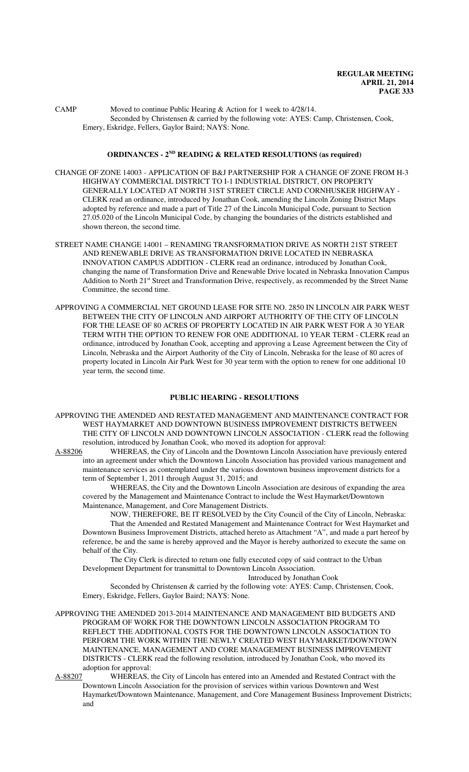CAMP Moved to continue Public Hearing & Action for 1 week to 4/28/14.
Seconded by Christensen & carried by the following vote: AYES: Camp, Christensen, Cook, Emery, Eskridge, Fellers, Gaylor Baird; NAYS: None.

## ORDINANCES - 2ND READING & RELATED RESOLUTIONS (as required)

CHANGE OF ZONE 14003 - APPLICATION OF B&J PARTNERSHIP FOR A CHANGE OF ZONE FROM H-3 HIGHWAY COMMERCIAL DISTRICT TO I-1 INDUSTRIAL DISTRICT, ON PROPERTY GENERALLY LOCATED AT NORTH 31ST STREET CIRCLE AND CORNHUSKER HIGHWAY - CLERK read an ordinance, introduced by Jonathan Cook, amending the Lincoln Zoning District Maps adopted by reference and made a part of Title 27 of the Lincoln Municipal Code, pursuant to Section 27.05.020 of the Lincoln Municipal Code, by changing the boundaries of the districts established and shown thereon, the second time.

STREET NAME CHANGE 14001 – RENAMING TRANSFORMATION DRIVE AS NORTH 21ST STREET AND RENEWABLE DRIVE AS TRANSFORMATION DRIVE LOCATED IN NEBRASKA INNOVATION CAMPUS ADDITION - CLERK read an ordinance, introduced by Jonathan Cook, changing the name of Transformation Drive and Renewable Drive located in Nebraska Innovation Campus Addition to North 21st Street and Transformation Drive, respectively, as recommended by the Street Name Committee, the second time.

APPROVING A COMMERCIAL NET GROUND LEASE FOR SITE NO. 2850 IN LINCOLN AIR PARK WEST BETWEEN THE CITY OF LINCOLN AND AIRPORT AUTHORITY OF THE CITY OF LINCOLN FOR THE LEASE OF 80 ACRES OF PROPERTY LOCATED IN AIR PARK WEST FOR A 30 YEAR TERM WITH THE OPTION TO RENEW FOR ONE ADDITIONAL 10 YEAR TERM - CLERK read an ordinance, introduced by Jonathan Cook, accepting and approving a Lease Agreement between the City of Lincoln, Nebraska and the Airport Authority of the City of Lincoln, Nebraska for the lease of 80 acres of property located in Lincoln Air Park West for 30 year term with the option to renew for one additional 10 year term, the second time.

## PUBLIC HEARING - RESOLUTIONS

APPROVING THE AMENDED AND RESTATED MANAGEMENT AND MAINTENANCE CONTRACT FOR WEST HAYMARKET AND DOWNTOWN BUSINESS IMPROVEMENT DISTRICTS BETWEEN THE CITY OF LINCOLN AND DOWNTOWN LINCOLN ASSOCIATION - CLERK read the following resolution, introduced by Jonathan Cook, who moved its adoption for approval:

A-88206 WHEREAS, the City of Lincoln and the Downtown Lincoln Association have previously entered into an agreement under which the Downtown Lincoln Association has provided various management and maintenance services as contemplated under the various downtown business improvement districts for a term of September 1, 2011 through August 31, 2015; and

WHEREAS, the City and the Downtown Lincoln Association are desirous of expanding the area covered by the Management and Maintenance Contract to include the West Haymarket/Downtown Maintenance, Management, and Core Management Districts.

NOW, THEREFORE, BE IT RESOLVED by the City Council of the City of Lincoln, Nebraska:

That the Amended and Restated Management and Maintenance Contract for West Haymarket and Downtown Business Improvement Districts, attached hereto as Attachment "A", and made a part hereof by reference, be and the same is hereby approved and the Mayor is hereby authorized to execute the same on behalf of the City.

The City Clerk is directed to return one fully executed copy of said contract to the Urban Development Department for transmittal to Downtown Lincoln Association.

Introduced by Jonathan Cook

Seconded by Christensen & carried by the following vote: AYES: Camp, Christensen, Cook, Emery, Eskridge, Fellers, Gaylor Baird; NAYS: None.

APPROVING THE AMENDED 2013-2014 MAINTENANCE AND MANAGEMENT BID BUDGETS AND PROGRAM OF WORK FOR THE DOWNTOWN LINCOLN ASSOCIATION PROGRAM TO REFLECT THE ADDITIONAL COSTS FOR THE DOWNTOWN LINCOLN ASSOCIATION TO PERFORM THE WORK WITHIN THE NEWLY CREATED WEST HAYMARKET/DOWNTOWN MAINTENANCE, MANAGEMENT AND CORE MANAGEMENT BUSINESS IMPROVEMENT DISTRICTS - CLERK read the following resolution, introduced by Jonathan Cook, who moved its adoption for approval:

A-88207 WHEREAS, the City of Lincoln has entered into an Amended and Restated Contract with the Downtown Lincoln Association for the provision of services within various Downtown and West Haymarket/Downtown Maintenance, Management, and Core Management Business Improvement Districts; and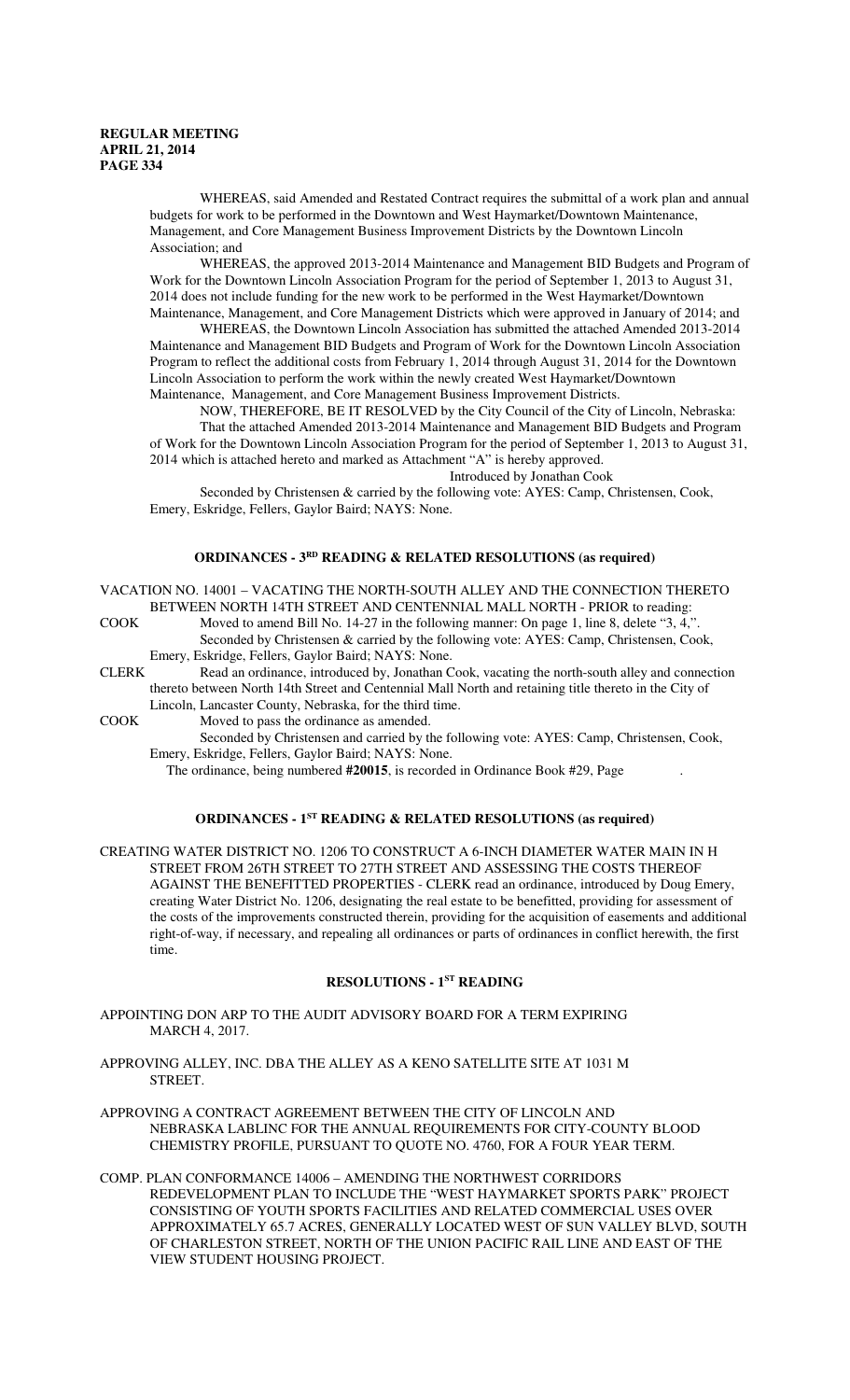WHEREAS, said Amended and Restated Contract requires the submittal of a work plan and annual budgets for work to be performed in the Downtown and West Haymarket/Downtown Maintenance, Management, and Core Management Business Improvement Districts by the Downtown Lincoln Association; and

WHEREAS, the approved 2013-2014 Maintenance and Management BID Budgets and Program of Work for the Downtown Lincoln Association Program for the period of September 1, 2013 to August 31, 2014 does not include funding for the new work to be performed in the West Haymarket/Downtown Maintenance, Management, and Core Management Districts which were approved in January of 2014; and

WHEREAS, the Downtown Lincoln Association has submitted the attached Amended 2013-2014 Maintenance and Management BID Budgets and Program of Work for the Downtown Lincoln Association Program to reflect the additional costs from February 1, 2014 through August 31, 2014 for the Downtown Lincoln Association to perform the work within the newly created West Haymarket/Downtown Maintenance, Management, and Core Management Business Improvement Districts.

NOW, THEREFORE, BE IT RESOLVED by the City Council of the City of Lincoln, Nebraska:

That the attached Amended 2013-2014 Maintenance and Management BID Budgets and Program of Work for the Downtown Lincoln Association Program for the period of September 1, 2013 to August 31, 2014 which is attached hereto and marked as Attachment "A" is hereby approved.

Introduced by Jonathan Cook

Seconded by Christensen & carried by the following vote: AYES: Camp, Christensen, Cook, Emery, Eskridge, Fellers, Gaylor Baird; NAYS: None.

## ORDINANCES - 3RD READING & RELATED RESOLUTIONS (as required)

VACATION NO. 14001 – VACATING THE NORTH-SOUTH ALLEY AND THE CONNECTION THERETO BETWEEN NORTH 14TH STREET AND CENTENNIAL MALL NORTH - PRIOR to reading:

COOK Moved to amend Bill No. 14-27 in the following manner: On page 1, line 8, delete "3, 4,".

Seconded by Christensen & carried by the following vote: AYES: Camp, Christensen, Cook, Emery, Eskridge, Fellers, Gaylor Baird; NAYS: None.

CLERK Read an ordinance, introduced by, Jonathan Cook, vacating the north-south alley and connection thereto between North 14th Street and Centennial Mall North and retaining title thereto in the City of Lincoln, Lancaster County, Nebraska, for the third time.

COOK Moved to pass the ordinance as amended.

Seconded by Christensen and carried by the following vote: AYES: Camp, Christensen, Cook, Emery, Eskridge, Fellers, Gaylor Baird; NAYS: None.

The ordinance, being numbered **#20015**, is recorded in Ordinance Book #29, Page .

## ORDINANCES - 1ST READING & RELATED RESOLUTIONS (as required)

CREATING WATER DISTRICT NO. 1206 TO CONSTRUCT A 6-INCH DIAMETER WATER MAIN IN H STREET FROM 26TH STREET TO 27TH STREET AND ASSESSING THE COSTS THEREOF AGAINST THE BENEFITTED PROPERTIES - CLERK read an ordinance, introduced by Doug Emery, creating Water District No. 1206, designating the real estate to be benefitted, providing for assessment of the costs of the improvements constructed therein, providing for the acquisition of easements and additional right-of-way, if necessary, and repealing all ordinances or parts of ordinances in conflict herewith, the first time.

## RESOLUTIONS - 1ST READING

APPOINTING DON ARP TO THE AUDIT ADVISORY BOARD FOR A TERM EXPIRING MARCH 4, 2017.

APPROVING ALLEY, INC. DBA THE ALLEY AS A KENO SATELLITE SITE AT 1031 M STREET.

APPROVING A CONTRACT AGREEMENT BETWEEN THE CITY OF LINCOLN AND NEBRASKA LABLINC FOR THE ANNUAL REQUIREMENTS FOR CITY-COUNTY BLOOD CHEMISTRY PROFILE, PURSUANT TO QUOTE NO. 4760, FOR A FOUR YEAR TERM.

COMP. PLAN CONFORMANCE 14006 – AMENDING THE NORTHWEST CORRIDORS REDEVELOPMENT PLAN TO INCLUDE THE "WEST HAYMARKET SPORTS PARK" PROJECT CONSISTING OF YOUTH SPORTS FACILITIES AND RELATED COMMERCIAL USES OVER APPROXIMATELY 65.7 ACRES, GENERALLY LOCATED WEST OF SUN VALLEY BLVD, SOUTH OF CHARLESTON STREET, NORTH OF THE UNION PACIFIC RAIL LINE AND EAST OF THE VIEW STUDENT HOUSING PROJECT.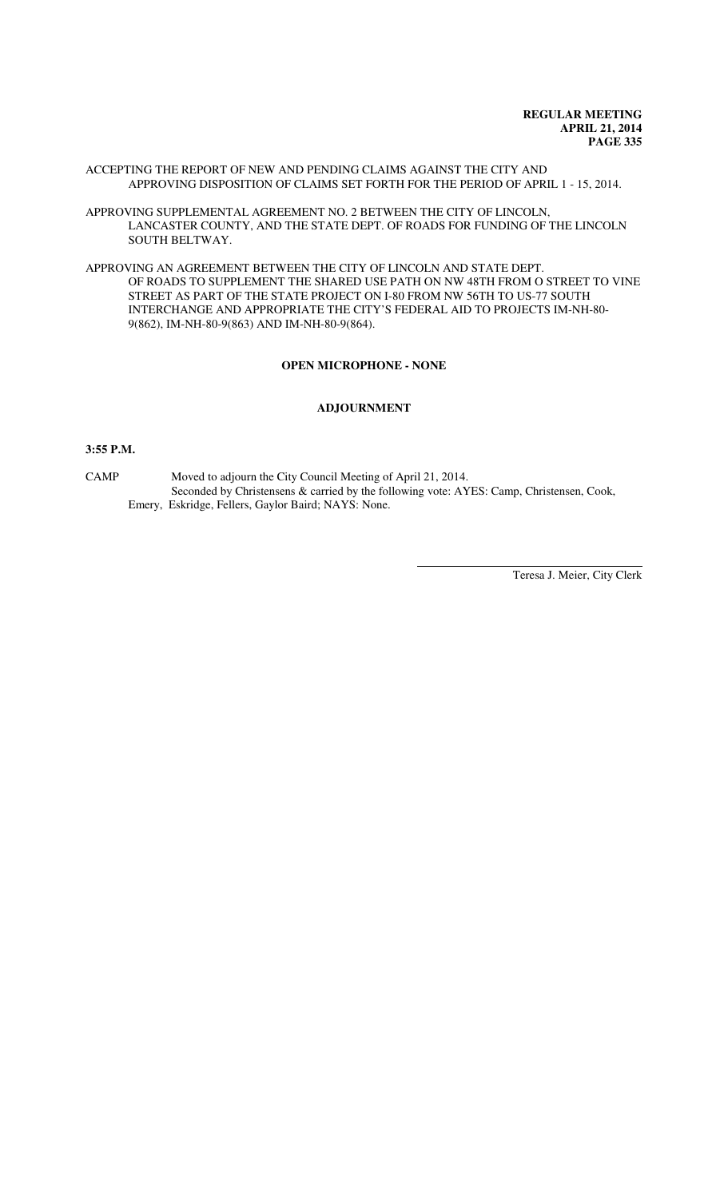ACCEPTING THE REPORT OF NEW AND PENDING CLAIMS AGAINST THE CITY AND APPROVING DISPOSITION OF CLAIMS SET FORTH FOR THE PERIOD OF APRIL 1 - 15, 2014.

APPROVING SUPPLEMENTAL AGREEMENT NO. 2 BETWEEN THE CITY OF LINCOLN, LANCASTER COUNTY, AND THE STATE DEPT. OF ROADS FOR FUNDING OF THE LINCOLN SOUTH BELTWAY.

APPROVING AN AGREEMENT BETWEEN THE CITY OF LINCOLN AND STATE DEPT. OF ROADS TO SUPPLEMENT THE SHARED USE PATH ON NW 48TH FROM O STREET TO VINE STREET AS PART OF THE STATE PROJECT ON I-80 FROM NW 56TH TO US-77 SOUTH INTERCHANGE AND APPROPRIATE THE CITY'S FEDERAL AID TO PROJECTS IM-NH-80-9(862), IM-NH-80-9(863) AND IM-NH-80-9(864).

**OPEN MICROPHONE - NONE**

**ADJOURNMENT**

**3:55 P.M.**

CAMP Moved to adjourn the City Council Meeting of April 21, 2014.
Seconded by Christensens & carried by the following vote: AYES: Camp, Christensen, Cook, Emery, Eskridge, Fellers, Gaylor Baird; NAYS: None.

Teresa J. Meier, City Clerk